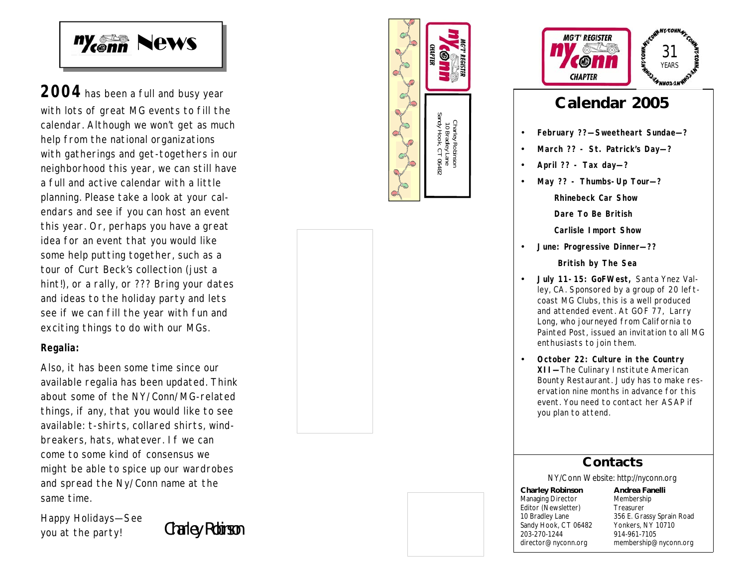# NY/Conn News

**2004** has been a full and busy year with lots of great MG events to fill the calendar. Although we won't get as much help from the national organizations with gatherings and get-togethers in our neighborhood this year, we can still have a full and active calendar with a little planning. Please take a look at your calendars and see if you can host an event this year. Or, perhaps you have a great idea for an event that you would like some help putting together, such as a tour of Curt Beck's collection (just a hint!), or a rally, or ??? Bring your dates and ideas to the holiday party and lets see if we can fill the year with fun and exciting things to do with our MGs.

**Regalia:**

Also, it has been some time since our available regalia has been updated. Think about some of the NY/Conn/MG-related things, if any, that you would like to see available: t-shirts, collared shirts, windbreakers, hats, whatever. If we can come to some kind of consensus we might be able to spice up our wardrobes and spread the Ny/Conn name at the same time.

Happy Holidays—See you at the party!

Charley Robinson

MG'T' REGISTER NY/Conn CHAPTER

Charley Robinson
10 Bradley Lane
Sandy Hook, CT 06482

MG'T' REGISTER NY/Conn CHAPTER — 31 YEARS

## Calendar 2005

- **February ??—Sweetheart Sundae—?**
- **March ?? - St. Patrick's Day—?**
- **April ?? - Tax day—?**
- **May ?? - Thumbs-Up Tour—?**
  - **Rhinebeck Car Show**
  - **Dare To Be British**
  - **Carlisle Import Show**
- **June: Progressive Dinner—??**
  - **British by The Sea**
- **July 11-15: GoFWest,** Santa Ynez Valley, CA. Sponsored by a group of 20 left-coast MG Clubs, this is a well produced and attended event. At GOF 77, Larry Long, who journeyed from California to Painted Post, issued an invitation to all MG enthusiasts to join them.
- **October 22: Culture in the Country XII—**The Culinary Institute American Bounty Restaurant. Judy has to make reservation nine months in advance for this event. You need to contact her ASAP if you plan to attend.

## Contacts

NY/Conn Website: http://nyconn.org

**Charley Robinson**
Managing Director
Editor (Newsletter)
10 Bradley Lane
Sandy Hook, CT 06482
203-270-1244
director@nyconn.org

**Andrea Fanelli**
Membership
Treasurer
356 E. Grassy Sprain Road
Yonkers, NY 10710
914-961-7105
membership@nyconn.org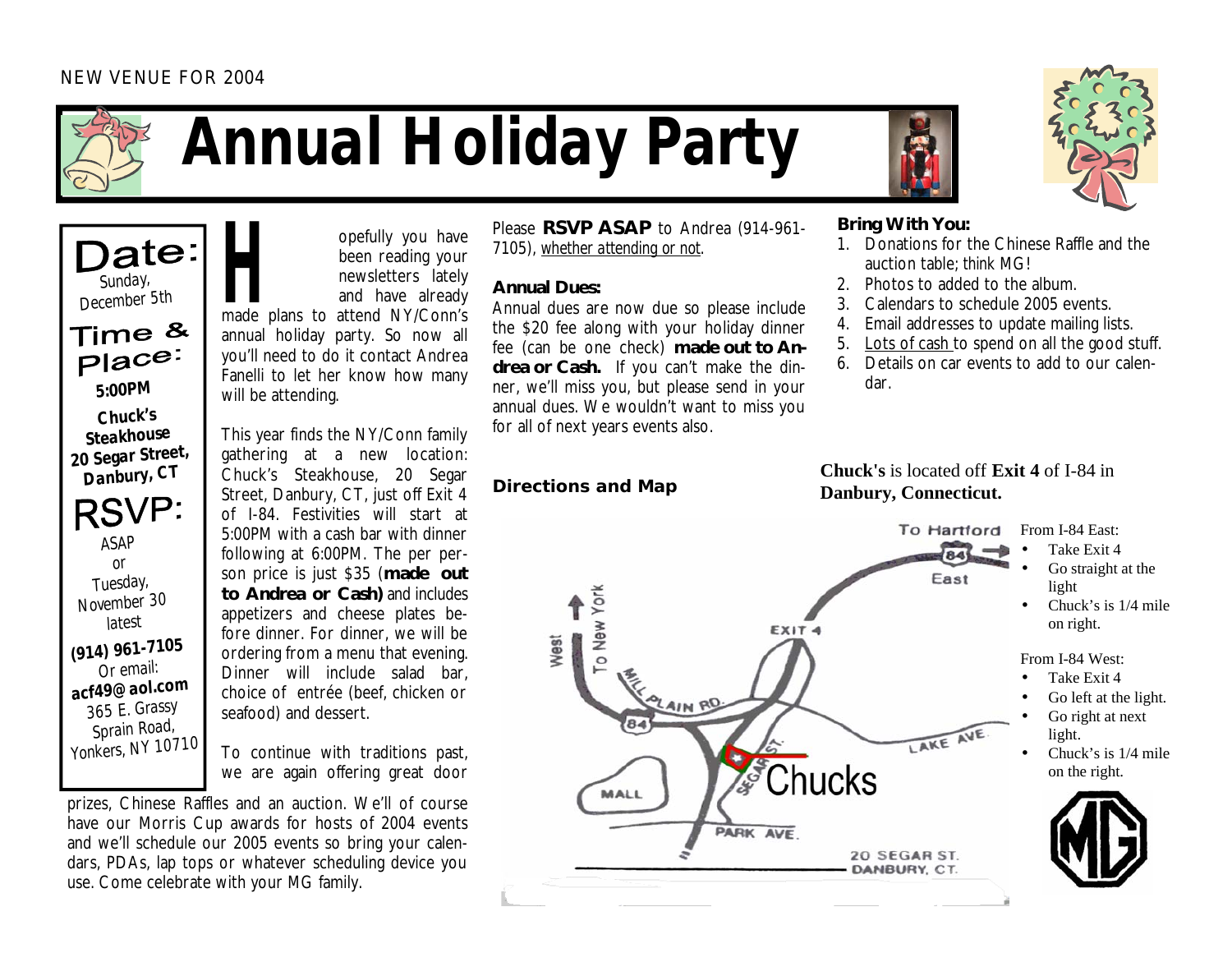NEW VENUE FOR 2004

# Annual Holiday Party

**Date:**
Sunday, December 5th

**Time & Place:**
**5:00PM**
**Chuck's Steakhouse**
**20 Segar Street, Danbury, CT**

**RSVP:**
ASAP or Tuesday, November 30 latest
**(914) 961-7105**
Or email:
**acf49@aol.com**
365 E. Grassy Sprain Road, Yonkers, NY 10710

Hopefully you have been reading your newsletters lately and have already made plans to attend NY/Conn's annual holiday party. So now all you'll need to do it contact Andrea Fanelli to let her know how many will be attending.

This year finds the NY/Conn family gathering at a new location: Chuck's Steakhouse, 20 Segar Street, Danbury, CT, just off Exit 4 of I-84. Festivities will start at 5:00PM with a cash bar with dinner following at 6:00PM. The per person price is just $35 (**made out to Andrea or Cash)** and includes appetizers and cheese plates before dinner. For dinner, we will be ordering from a menu that evening. Dinner will include salad bar, choice of entrée (beef, chicken or seafood) and dessert.

To continue with traditions past, we are again offering great door prizes, Chinese Raffles and an auction. We'll of course have our Morris Cup awards for hosts of 2004 events and we'll schedule our 2005 events so bring your calendars, PDAs, lap tops or whatever scheduling device you use. Come celebrate with your MG family.

Please **RSVP ASAP** to Andrea (914-961-7105), whether attending or not.

**Annual Dues:**

Annual dues are now due so please include the $20 fee along with your holiday dinner fee (can be one check) **made out to Andrea or Cash.** If you can't make the dinner, we'll miss you, but please send in your annual dues. We wouldn't want to miss you for all of next years events also.

**Bring With You:**

1. Donations for the Chinese Raffle and the auction table; think MG!
2. Photos to added to the album.
3. Calendars to schedule 2005 events.
4. Email addresses to update mailing lists.
5. Lots of cash to spend on all the good stuff.
6. Details on car events to add to our calendar.

**Directions and Map**

**Chuck's** is located off **Exit 4** of I-84 in **Danbury, Connecticut.**

To Hartford
84
East
EXIT 4
West
To New York
MILL PLAIN RD.
84
LAKE AVE.
MALL
SEGAR ST.
Chucks
PARK AVE.
20 SEGAR ST. DANBURY, CT.

From I-84 East:

- Take Exit 4
- Go straight at the light
- Chuck's is 1/4 mile on right.

From I-84 West:

- Take Exit 4
- Go left at the light.
- Go right at next light.
- Chuck's is 1/4 mile on the right.